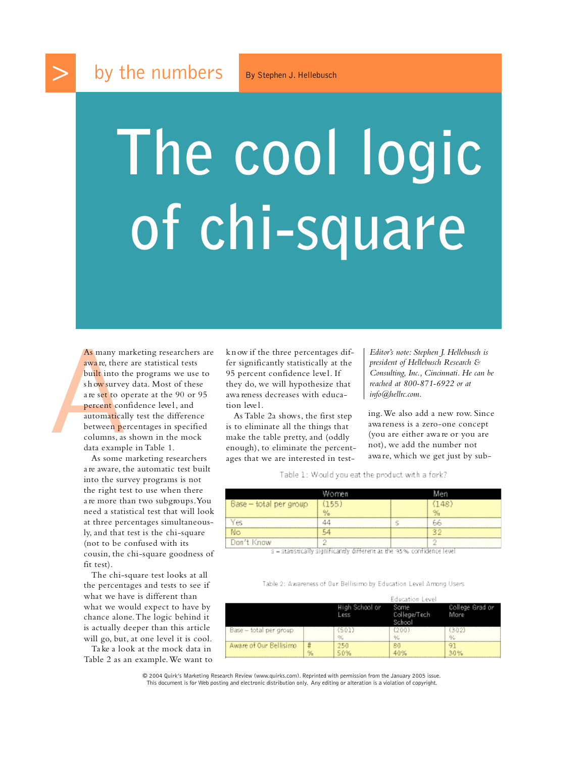by the numbers

By Stephen J. Hellebusch

# The cool logic of chi-square

As many marketing researchers are aware, there are statistical tests built into the programs we use to show survey data. Most of these are set to operate at the 90 or 95 percent confidence level, and automatically test the difference between percentages in specified columns, as shown in the mock data example in Table 1.

As some marketing researchers are aware, the automatic test built into the survey programs is not the right test to use when there are more than two subgroups. You need a statistical test that will look at three percentages simultaneously, and that test is the chi-square (not to be confused with its cousin, the chi-square goodness of fit test).

The chi-square test looks at all the percentages and tests to see if what we have is different than what we would expect to have by chance alone. The logic behind it is actually deeper than this article will go, but, at one level it is cool.

Take a look at the mock data in Table 2 as an example. We want to know if the three percentages differ significantly statistically at the 95 percent confidence level. If they do, we will hypothesize that awareness decreases with education level.

As Table 2a shows, the first step is to eliminate all the things that make the table pretty, and (oddly enough), to eliminate the percentages that we are interested in testing. We also add a new row. Since awareness is a zero-one concept (you are either aware or you are not), we add the number not aware, which we get just by sub-

*Editor's note: Stephen J. Hellebusch is president of Hellebusch Research & Consulting, Inc., Cincinnati. He can be reached at 800-871-6922 or at info@hellrc.com.*

Table 1: Would you eat the product with a fork?

| | Women | | Men |
|---|---|---|---|
| Base – total per group | (155) % | | (148) % |
| Yes | 44 | s | 66 |
| No | 54 | | 32 |
| Don't Know | 2 | | 2 |

s = statistically significantly different at the 95% confidence level

Table 2: Awareness of Our Bellisimo by Education Level Among Users

| | | Education Level | | |
|---|---|---|---|---|
| | | High School or Less | Some College/Tech School | College Grad or More |
| Base – total per group | | (501) % | (200) % | (302) % |
| Aware of Our Bellisimo | # | 250 | 80 | 91 |
| | % | 50% | 40% | 30% |

© 2004 Quirk's Marketing Research Review (www.quirks.com). Reprinted with permission from the January 2005 issue.
This document is for Web posting and electronic distribution only. Any editing or alteration is a violation of copyright.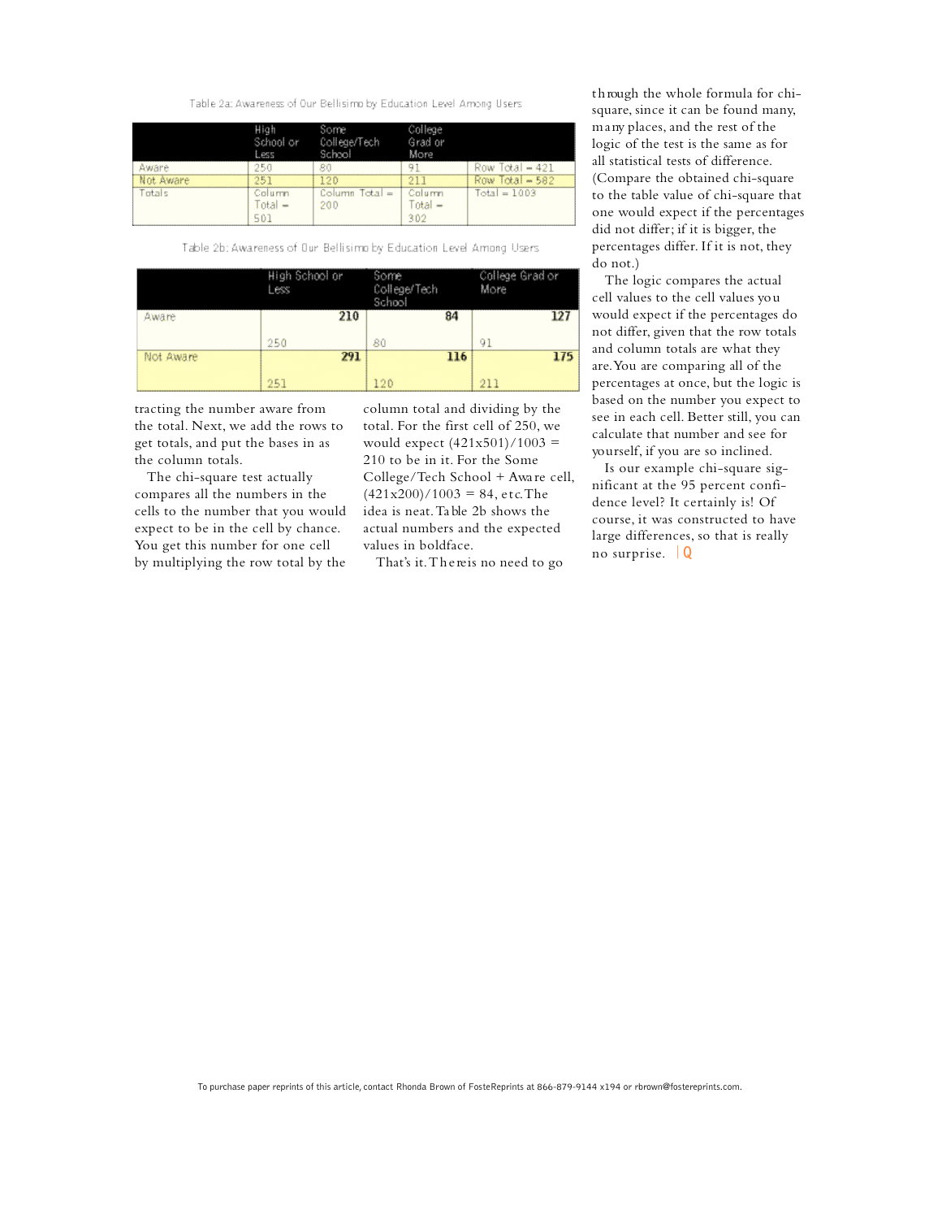Table 2a: Awareness of Our Bellisimo by Education Level Among Users

| | High School or Less | Some College/Tech School | College Grad or More | |
|---|---|---|---|---|
| Aware | 250 | 80 | 91 | Row Total = 421 |
| Not Aware | 251 | 120 | 211 | Row Total = 582 |
| Totals | Column Total = 501 | Column Total = 200 | Column Total = 302 | Total = 1003 |

Table 2b: Awareness of Our Bellisimo by Education Level Among Users

| | High School or Less | Some College/Tech School | College Grad or More |
|---|---|---|---|
| Aware | **210**<br>250 | **84**<br>80 | **127**<br>91 |
| Not Aware | **291**<br>251 | **116**<br>120 | **175**<br>211 |

tracting the number aware from the total. Next, we add the rows to get totals, and put the bases in as the column totals.

The chi-square test actually compares all the numbers in the cells to the number that you would expect to be in the cell by chance. You get this number for one cell by multiplying the row total by the column total and dividing by the total. For the first cell of 250, we would expect (421x501)/1003 = 210 to be in it. For the Some College/Tech School + Aware cell, (421x200)/1003 = 84, etc. The idea is neat. Table 2b shows the actual numbers and the expected values in boldface.

That's it. There is no need to go through the whole formula for chi-square, since it can be found many, many places, and the rest of the logic of the test is the same as for all statistical tests of difference. (Compare the obtained chi-square to the table value of chi-square that one would expect if the percentages did not differ; if it is bigger, the percentages differ. If it is not, they do not.)

The logic compares the actual cell values to the cell values you would expect if the percentages do not differ, given that the row totals and column totals are what they are. You are comparing all of the percentages at once, but the logic is based on the number you expect to see in each cell. Better still, you can calculate that number and see for yourself, if you are so inclined.

Is our example chi-square significant at the 95 percent confidence level? It certainly is! Of course, it was constructed to have large differences, so that is really no surprise. |Q

To purchase paper reprints of this article, contact Rhonda Brown of FosteReprints at 866-879-9144 x194 or rbrown@fostereprints.com.